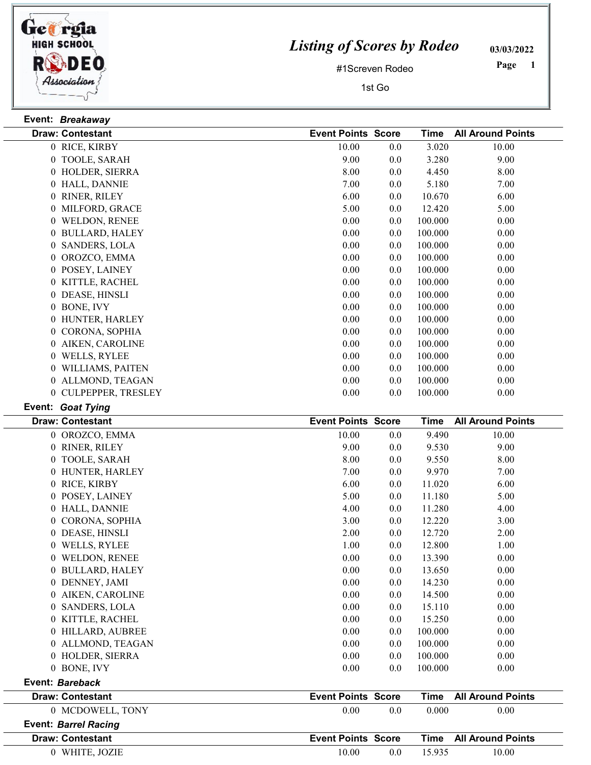# Listing of Scores by Rodeo

Georgia High School Rodeo Association

03/03/2022

#1Screven Rodeo

1st Go

**Event:** *Breakaway*

| Draw: Contestant | Event Points | Score | Time | All Around Points |
|---|---|---|---|---|
| 0 RICE, KIRBY | 10.00 | 0.0 | 3.020 | 10.00 |
| 0 TOOLE, SARAH | 9.00 | 0.0 | 3.280 | 9.00 |
| 0 HOLDER, SIERRA | 8.00 | 0.0 | 4.450 | 8.00 |
| 0 HALL, DANNIE | 7.00 | 0.0 | 5.180 | 7.00 |
| 0 RINER, RILEY | 6.00 | 0.0 | 10.670 | 6.00 |
| 0 MILFORD, GRACE | 5.00 | 0.0 | 12.420 | 5.00 |
| 0 WELDON, RENEE | 0.00 | 0.0 | 100.000 | 0.00 |
| 0 BULLARD, HALEY | 0.00 | 0.0 | 100.000 | 0.00 |
| 0 SANDERS, LOLA | 0.00 | 0.0 | 100.000 | 0.00 |
| 0 OROZCO, EMMA | 0.00 | 0.0 | 100.000 | 0.00 |
| 0 POSEY, LAINEY | 0.00 | 0.0 | 100.000 | 0.00 |
| 0 KITTLE, RACHEL | 0.00 | 0.0 | 100.000 | 0.00 |
| 0 DEASE, HINSLI | 0.00 | 0.0 | 100.000 | 0.00 |
| 0 BONE, IVY | 0.00 | 0.0 | 100.000 | 0.00 |
| 0 HUNTER, HARLEY | 0.00 | 0.0 | 100.000 | 0.00 |
| 0 CORONA, SOPHIA | 0.00 | 0.0 | 100.000 | 0.00 |
| 0 AIKEN, CAROLINE | 0.00 | 0.0 | 100.000 | 0.00 |
| 0 WELLS, RYLEE | 0.00 | 0.0 | 100.000 | 0.00 |
| 0 WILLIAMS, PAITEN | 0.00 | 0.0 | 100.000 | 0.00 |
| 0 ALLMOND, TEAGAN | 0.00 | 0.0 | 100.000 | 0.00 |
| 0 CULPEPPER, TRESLEY | 0.00 | 0.0 | 100.000 | 0.00 |

**Event:** *Goat Tying*

| Draw: Contestant | Event Points | Score | Time | All Around Points |
|---|---|---|---|---|
| 0 OROZCO, EMMA | 10.00 | 0.0 | 9.490 | 10.00 |
| 0 RINER, RILEY | 9.00 | 0.0 | 9.530 | 9.00 |
| 0 TOOLE, SARAH | 8.00 | 0.0 | 9.550 | 8.00 |
| 0 HUNTER, HARLEY | 7.00 | 0.0 | 9.970 | 7.00 |
| 0 RICE, KIRBY | 6.00 | 0.0 | 11.020 | 6.00 |
| 0 POSEY, LAINEY | 5.00 | 0.0 | 11.180 | 5.00 |
| 0 HALL, DANNIE | 4.00 | 0.0 | 11.280 | 4.00 |
| 0 CORONA, SOPHIA | 3.00 | 0.0 | 12.220 | 3.00 |
| 0 DEASE, HINSLI | 2.00 | 0.0 | 12.720 | 2.00 |
| 0 WELLS, RYLEE | 1.00 | 0.0 | 12.800 | 1.00 |
| 0 WELDON, RENEE | 0.00 | 0.0 | 13.390 | 0.00 |
| 0 BULLARD, HALEY | 0.00 | 0.0 | 13.650 | 0.00 |
| 0 DENNEY, JAMI | 0.00 | 0.0 | 14.230 | 0.00 |
| 0 AIKEN, CAROLINE | 0.00 | 0.0 | 14.500 | 0.00 |
| 0 SANDERS, LOLA | 0.00 | 0.0 | 15.110 | 0.00 |
| 0 KITTLE, RACHEL | 0.00 | 0.0 | 15.250 | 0.00 |
| 0 HILLARD, AUBREE | 0.00 | 0.0 | 100.000 | 0.00 |
| 0 ALLMOND, TEAGAN | 0.00 | 0.0 | 100.000 | 0.00 |
| 0 HOLDER, SIERRA | 0.00 | 0.0 | 100.000 | 0.00 |
| 0 BONE, IVY | 0.00 | 0.0 | 100.000 | 0.00 |

**Event:** *Bareback*

| Draw: Contestant | Event Points | Score | Time | All Around Points |
|---|---|---|---|---|
| 0 MCDOWELL, TONY | 0.00 | 0.0 | 0.000 | 0.00 |

**Event:** *Barrel Racing*

| Draw: Contestant | Event Points | Score | Time | All Around Points |
|---|---|---|---|---|
| 0 WHITE, JOZIE | 10.00 | 0.0 | 15.935 | 10.00 |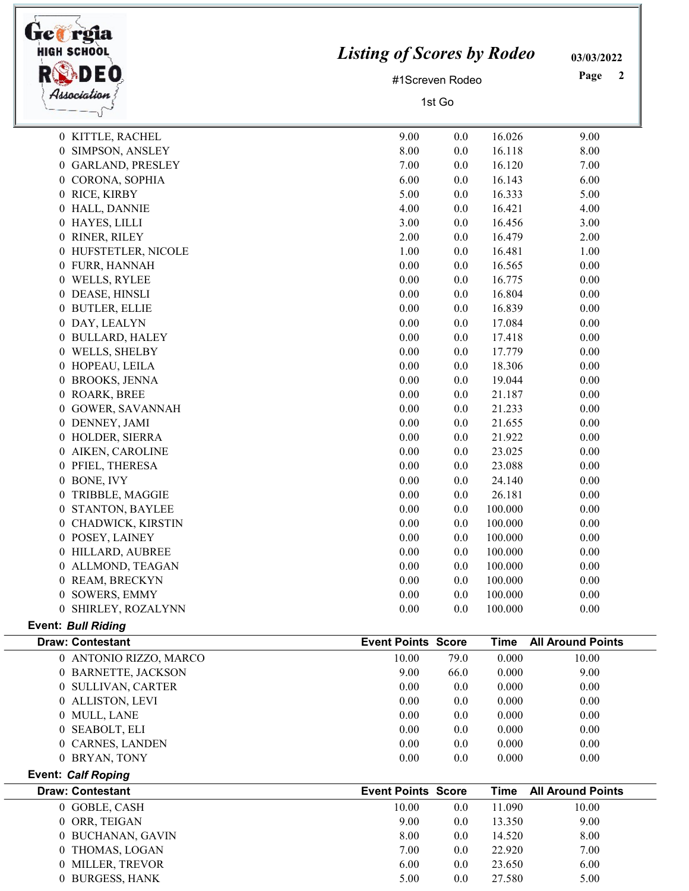| Draw: Contestant | Event Points | Score | Time | All Around Points |
|---|---|---|---|---|
| 0 KITTLE, RACHEL | 9.00 | 0.0 | 16.026 | 9.00 |
| 0 SIMPSON, ANSLEY | 8.00 | 0.0 | 16.118 | 8.00 |
| 0 GARLAND, PRESLEY | 7.00 | 0.0 | 16.120 | 7.00 |
| 0 CORONA, SOPHIA | 6.00 | 0.0 | 16.143 | 6.00 |
| 0 RICE, KIRBY | 5.00 | 0.0 | 16.333 | 5.00 |
| 0 HALL, DANNIE | 4.00 | 0.0 | 16.421 | 4.00 |
| 0 HAYES, LILLI | 3.00 | 0.0 | 16.456 | 3.00 |
| 0 RINER, RILEY | 2.00 | 0.0 | 16.479 | 2.00 |
| 0 HUFSTETLER, NICOLE | 1.00 | 0.0 | 16.481 | 1.00 |
| 0 FURR, HANNAH | 0.00 | 0.0 | 16.565 | 0.00 |
| 0 WELLS, RYLEE | 0.00 | 0.0 | 16.775 | 0.00 |
| 0 DEASE, HINSLI | 0.00 | 0.0 | 16.804 | 0.00 |
| 0 BUTLER, ELLIE | 0.00 | 0.0 | 16.839 | 0.00 |
| 0 DAY, LEALYN | 0.00 | 0.0 | 17.084 | 0.00 |
| 0 BULLARD, HALEY | 0.00 | 0.0 | 17.418 | 0.00 |
| 0 WELLS, SHELBY | 0.00 | 0.0 | 17.779 | 0.00 |
| 0 HOPEAU, LEILA | 0.00 | 0.0 | 18.306 | 0.00 |
| 0 BROOKS, JENNA | 0.00 | 0.0 | 19.044 | 0.00 |
| 0 ROARK, BREE | 0.00 | 0.0 | 21.187 | 0.00 |
| 0 GOWER, SAVANNAH | 0.00 | 0.0 | 21.233 | 0.00 |
| 0 DENNEY, JAMI | 0.00 | 0.0 | 21.655 | 0.00 |
| 0 HOLDER, SIERRA | 0.00 | 0.0 | 21.922 | 0.00 |
| 0 AIKEN, CAROLINE | 0.00 | 0.0 | 23.025 | 0.00 |
| 0 PFIEL, THERESA | 0.00 | 0.0 | 23.088 | 0.00 |
| 0 BONE, IVY | 0.00 | 0.0 | 24.140 | 0.00 |
| 0 TRIBBLE, MAGGIE | 0.00 | 0.0 | 26.181 | 0.00 |
| 0 STANTON, BAYLEE | 0.00 | 0.0 | 100.000 | 0.00 |
| 0 CHADWICK, KIRSTIN | 0.00 | 0.0 | 100.000 | 0.00 |
| 0 POSEY, LAINEY | 0.00 | 0.0 | 100.000 | 0.00 |
| 0 HILLARD, AUBREE | 0.00 | 0.0 | 100.000 | 0.00 |
| 0 ALLMOND, TEAGAN | 0.00 | 0.0 | 100.000 | 0.00 |
| 0 REAM, BRECKYN | 0.00 | 0.0 | 100.000 | 0.00 |
| 0 SOWERS, EMMY | 0.00 | 0.0 | 100.000 | 0.00 |
| 0 SHIRLEY, ROZALYNN | 0.00 | 0.0 | 100.000 | 0.00 |

**Event:** ***Bull Riding***

| Draw: Contestant | Event Points | Score | Time | All Around Points |
|---|---|---|---|---|
| 0 ANTONIO RIZZO, MARCO | 10.00 | 79.0 | 0.000 | 10.00 |
| 0 BARNETTE, JACKSON | 9.00 | 66.0 | 0.000 | 9.00 |
| 0 SULLIVAN, CARTER | 0.00 | 0.0 | 0.000 | 0.00 |
| 0 ALLISTON, LEVI | 0.00 | 0.0 | 0.000 | 0.00 |
| 0 MULL, LANE | 0.00 | 0.0 | 0.000 | 0.00 |
| 0 SEABOLT, ELI | 0.00 | 0.0 | 0.000 | 0.00 |
| 0 CARNES, LANDEN | 0.00 | 0.0 | 0.000 | 0.00 |
| 0 BRYAN, TONY | 0.00 | 0.0 | 0.000 | 0.00 |

**Event:** ***Calf Roping***

| Draw: Contestant | Event Points | Score | Time | All Around Points |
|---|---|---|---|---|
| 0 GOBLE, CASH | 10.00 | 0.0 | 11.090 | 10.00 |
| 0 ORR, TEIGAN | 9.00 | 0.0 | 13.350 | 9.00 |
| 0 BUCHANAN, GAVIN | 8.00 | 0.0 | 14.520 | 8.00 |
| 0 THOMAS, LOGAN | 7.00 | 0.0 | 22.920 | 7.00 |
| 0 MILLER, TREVOR | 6.00 | 0.0 | 23.650 | 6.00 |
| 0 BURGESS, HANK | 5.00 | 0.0 | 27.580 | 5.00 |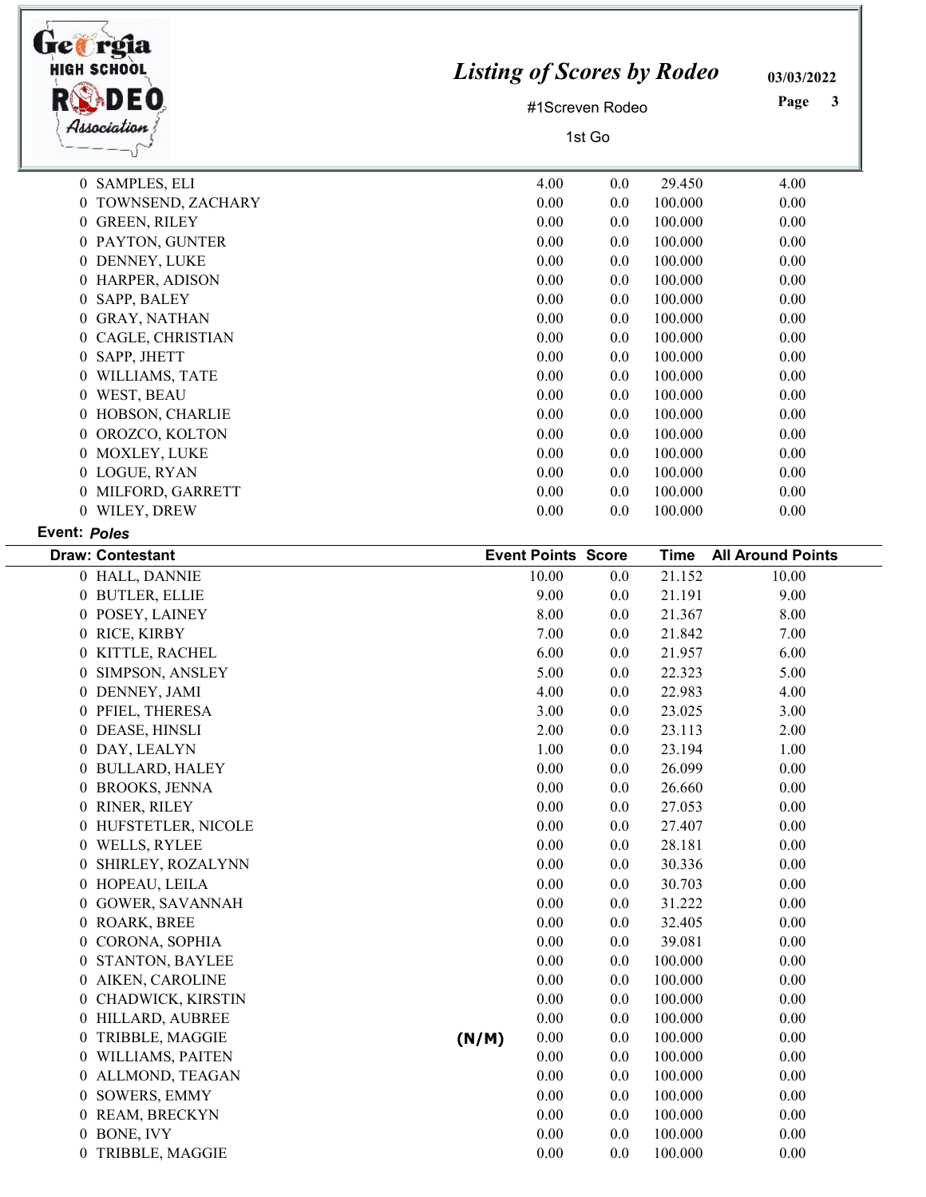| Draw: Contestant | | Event Points | Score | Time | All Around Points |
|---|---|---|---|---|---|
| 0 SAMPLES, ELI | | 4.00 | 0.0 | 29.450 | 4.00 |
| 0 TOWNSEND, ZACHARY | | 0.00 | 0.0 | 100.000 | 0.00 |
| 0 GREEN, RILEY | | 0.00 | 0.0 | 100.000 | 0.00 |
| 0 PAYTON, GUNTER | | 0.00 | 0.0 | 100.000 | 0.00 |
| 0 DENNEY, LUKE | | 0.00 | 0.0 | 100.000 | 0.00 |
| 0 HARPER, ADISON | | 0.00 | 0.0 | 100.000 | 0.00 |
| 0 SAPP, BALEY | | 0.00 | 0.0 | 100.000 | 0.00 |
| 0 GRAY, NATHAN | | 0.00 | 0.0 | 100.000 | 0.00 |
| 0 CAGLE, CHRISTIAN | | 0.00 | 0.0 | 100.000 | 0.00 |
| 0 SAPP, JHETT | | 0.00 | 0.0 | 100.000 | 0.00 |
| 0 WILLIAMS, TATE | | 0.00 | 0.0 | 100.000 | 0.00 |
| 0 WEST, BEAU | | 0.00 | 0.0 | 100.000 | 0.00 |
| 0 HOBSON, CHARLIE | | 0.00 | 0.0 | 100.000 | 0.00 |
| 0 OROZCO, KOLTON | | 0.00 | 0.0 | 100.000 | 0.00 |
| 0 MOXLEY, LUKE | | 0.00 | 0.0 | 100.000 | 0.00 |
| 0 LOGUE, RYAN | | 0.00 | 0.0 | 100.000 | 0.00 |
| 0 MILFORD, GARRETT | | 0.00 | 0.0 | 100.000 | 0.00 |
| 0 WILEY, DREW | | 0.00 | 0.0 | 100.000 | 0.00 |

**Event: *Poles***

| Draw: Contestant | | Event Points | Score | Time | All Around Points |
|---|---|---|---|---|---|
| 0 HALL, DANNIE | | 10.00 | 0.0 | 21.152 | 10.00 |
| 0 BUTLER, ELLIE | | 9.00 | 0.0 | 21.191 | 9.00 |
| 0 POSEY, LAINEY | | 8.00 | 0.0 | 21.367 | 8.00 |
| 0 RICE, KIRBY | | 7.00 | 0.0 | 21.842 | 7.00 |
| 0 KITTLE, RACHEL | | 6.00 | 0.0 | 21.957 | 6.00 |
| 0 SIMPSON, ANSLEY | | 5.00 | 0.0 | 22.323 | 5.00 |
| 0 DENNEY, JAMI | | 4.00 | 0.0 | 22.983 | 4.00 |
| 0 PFIEL, THERESA | | 3.00 | 0.0 | 23.025 | 3.00 |
| 0 DEASE, HINSLI | | 2.00 | 0.0 | 23.113 | 2.00 |
| 0 DAY, LEALYN | | 1.00 | 0.0 | 23.194 | 1.00 |
| 0 BULLARD, HALEY | | 0.00 | 0.0 | 26.099 | 0.00 |
| 0 BROOKS, JENNA | | 0.00 | 0.0 | 26.660 | 0.00 |
| 0 RINER, RILEY | | 0.00 | 0.0 | 27.053 | 0.00 |
| 0 HUFSTETLER, NICOLE | | 0.00 | 0.0 | 27.407 | 0.00 |
| 0 WELLS, RYLEE | | 0.00 | 0.0 | 28.181 | 0.00 |
| 0 SHIRLEY, ROZALYNN | | 0.00 | 0.0 | 30.336 | 0.00 |
| 0 HOPEAU, LEILA | | 0.00 | 0.0 | 30.703 | 0.00 |
| 0 GOWER, SAVANNAH | | 0.00 | 0.0 | 31.222 | 0.00 |
| 0 ROARK, BREE | | 0.00 | 0.0 | 32.405 | 0.00 |
| 0 CORONA, SOPHIA | | 0.00 | 0.0 | 39.081 | 0.00 |
| 0 STANTON, BAYLEE | | 0.00 | 0.0 | 100.000 | 0.00 |
| 0 AIKEN, CAROLINE | | 0.00 | 0.0 | 100.000 | 0.00 |
| 0 CHADWICK, KIRSTIN | | 0.00 | 0.0 | 100.000 | 0.00 |
| 0 HILLARD, AUBREE | | 0.00 | 0.0 | 100.000 | 0.00 |
| 0 TRIBBLE, MAGGIE | (N/M) | 0.00 | 0.0 | 100.000 | 0.00 |
| 0 WILLIAMS, PAITEN | | 0.00 | 0.0 | 100.000 | 0.00 |
| 0 ALLMOND, TEAGAN | | 0.00 | 0.0 | 100.000 | 0.00 |
| 0 SOWERS, EMMY | | 0.00 | 0.0 | 100.000 | 0.00 |
| 0 REAM, BRECKYN | | 0.00 | 0.0 | 100.000 | 0.00 |
| 0 BONE, IVY | | 0.00 | 0.0 | 100.000 | 0.00 |
| 0 TRIBBLE, MAGGIE | | 0.00 | 0.0 | 100.000 | 0.00 |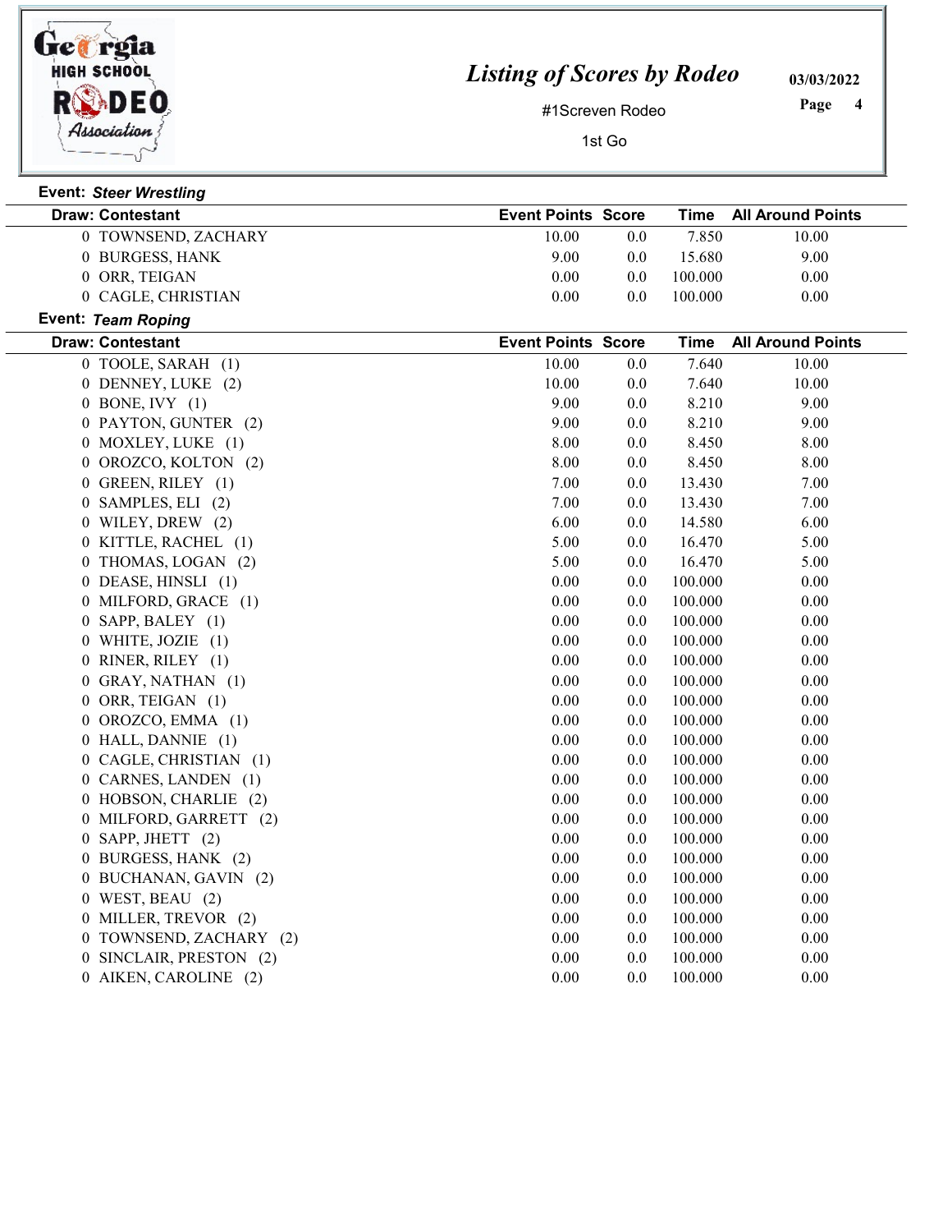# Listing of Scores by Rodeo

03/03/2022

#1Screven Rodeo

1st Go

**Event:** ***Steer Wrestling***

| Draw: Contestant | Event Points | Score | Time | All Around Points |
|---|---|---|---|---|
| 0 TOWNSEND, ZACHARY | 10.00 | 0.0 | 7.850 | 10.00 |
| 0 BURGESS, HANK | 9.00 | 0.0 | 15.680 | 9.00 |
| 0 ORR, TEIGAN | 0.00 | 0.0 | 100.000 | 0.00 |
| 0 CAGLE, CHRISTIAN | 0.00 | 0.0 | 100.000 | 0.00 |

**Event:** ***Team Roping***

| Draw: Contestant | Event Points | Score | Time | All Around Points |
|---|---|---|---|---|
| 0 TOOLE, SARAH (1) | 10.00 | 0.0 | 7.640 | 10.00 |
| 0 DENNEY, LUKE (2) | 10.00 | 0.0 | 7.640 | 10.00 |
| 0 BONE, IVY (1) | 9.00 | 0.0 | 8.210 | 9.00 |
| 0 PAYTON, GUNTER (2) | 9.00 | 0.0 | 8.210 | 9.00 |
| 0 MOXLEY, LUKE (1) | 8.00 | 0.0 | 8.450 | 8.00 |
| 0 OROZCO, KOLTON (2) | 8.00 | 0.0 | 8.450 | 8.00 |
| 0 GREEN, RILEY (1) | 7.00 | 0.0 | 13.430 | 7.00 |
| 0 SAMPLES, ELI (2) | 7.00 | 0.0 | 13.430 | 7.00 |
| 0 WILEY, DREW (2) | 6.00 | 0.0 | 14.580 | 6.00 |
| 0 KITTLE, RACHEL (1) | 5.00 | 0.0 | 16.470 | 5.00 |
| 0 THOMAS, LOGAN (2) | 5.00 | 0.0 | 16.470 | 5.00 |
| 0 DEASE, HINSLI (1) | 0.00 | 0.0 | 100.000 | 0.00 |
| 0 MILFORD, GRACE (1) | 0.00 | 0.0 | 100.000 | 0.00 |
| 0 SAPP, BALEY (1) | 0.00 | 0.0 | 100.000 | 0.00 |
| 0 WHITE, JOZIE (1) | 0.00 | 0.0 | 100.000 | 0.00 |
| 0 RINER, RILEY (1) | 0.00 | 0.0 | 100.000 | 0.00 |
| 0 GRAY, NATHAN (1) | 0.00 | 0.0 | 100.000 | 0.00 |
| 0 ORR, TEIGAN (1) | 0.00 | 0.0 | 100.000 | 0.00 |
| 0 OROZCO, EMMA (1) | 0.00 | 0.0 | 100.000 | 0.00 |
| 0 HALL, DANNIE (1) | 0.00 | 0.0 | 100.000 | 0.00 |
| 0 CAGLE, CHRISTIAN (1) | 0.00 | 0.0 | 100.000 | 0.00 |
| 0 CARNES, LANDEN (1) | 0.00 | 0.0 | 100.000 | 0.00 |
| 0 HOBSON, CHARLIE (2) | 0.00 | 0.0 | 100.000 | 0.00 |
| 0 MILFORD, GARRETT (2) | 0.00 | 0.0 | 100.000 | 0.00 |
| 0 SAPP, JHETT (2) | 0.00 | 0.0 | 100.000 | 0.00 |
| 0 BURGESS, HANK (2) | 0.00 | 0.0 | 100.000 | 0.00 |
| 0 BUCHANAN, GAVIN (2) | 0.00 | 0.0 | 100.000 | 0.00 |
| 0 WEST, BEAU (2) | 0.00 | 0.0 | 100.000 | 0.00 |
| 0 MILLER, TREVOR (2) | 0.00 | 0.0 | 100.000 | 0.00 |
| 0 TOWNSEND, ZACHARY (2) | 0.00 | 0.0 | 100.000 | 0.00 |
| 0 SINCLAIR, PRESTON (2) | 0.00 | 0.0 | 100.000 | 0.00 |
| 0 AIKEN, CAROLINE (2) | 0.00 | 0.0 | 100.000 | 0.00 |